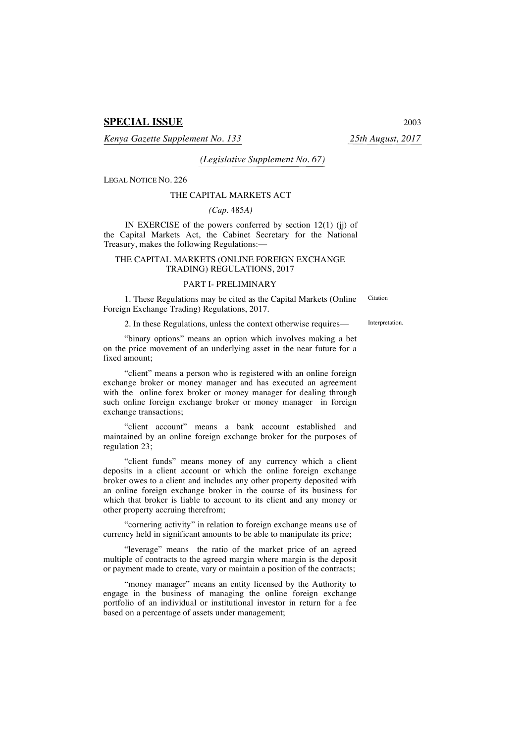**SPECIAL ISSUE**

*Kenya Gazette Supplement No. 133* *25th August, 2017*

*(Legislative Supplement No. 67)*

LEGAL NOTICE NO. 226

THE CAPITAL MARKETS ACT

*(Cap. 485A)*

IN EXERCISE of the powers conferred by section 12(1) (jj) of the Capital Markets Act, the Cabinet Secretary for the National Treasury, makes the following Regulations:—

## THE CAPITAL MARKETS (ONLINE FOREIGN EXCHANGE TRADING) REGULATIONS, 2017

### PART I- PRELIMINARY

Citation

1. These Regulations may be cited as the Capital Markets (Online Foreign Exchange Trading) Regulations, 2017.

Interpretation.

2. In these Regulations, unless the context otherwise requires—

"binary options" means an option which involves making a bet on the price movement of an underlying asset in the near future for a fixed amount;

"client" means a person who is registered with an online foreign exchange broker or money manager and has executed an agreement with the online forex broker or money manager for dealing through such online foreign exchange broker or money manager in foreign exchange transactions;

"client account" means a bank account established and maintained by an online foreign exchange broker for the purposes of regulation 23;

"client funds" means money of any currency which a client deposits in a client account or which the online foreign exchange broker owes to a client and includes any other property deposited with an online foreign exchange broker in the course of its business for which that broker is liable to account to its client and any money or other property accruing therefrom;

"cornering activity" in relation to foreign exchange means use of currency held in significant amounts to be able to manipulate its price;

"leverage" means the ratio of the market price of an agreed multiple of contracts to the agreed margin where margin is the deposit or payment made to create, vary or maintain a position of the contracts;

"money manager" means an entity licensed by the Authority to engage in the business of managing the online foreign exchange portfolio of an individual or institutional investor in return for a fee based on a percentage of assets under management;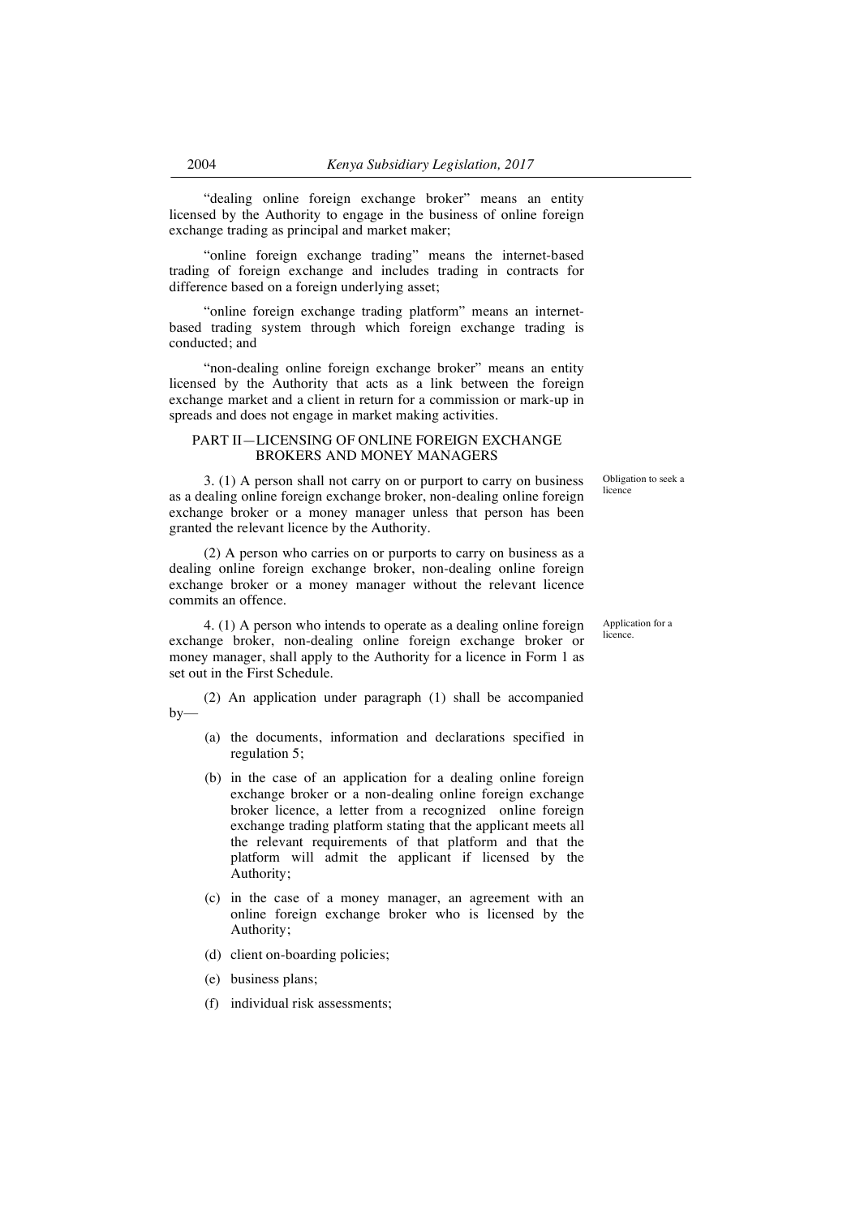"dealing online foreign exchange broker" means an entity licensed by the Authority to engage in the business of online foreign exchange trading as principal and market maker;

"online foreign exchange trading" means the internet-based trading of foreign exchange and includes trading in contracts for difference based on a foreign underlying asset;

"online foreign exchange trading platform" means an internet-based trading system through which foreign exchange trading is conducted; and

"non-dealing online foreign exchange broker" means an entity licensed by the Authority that acts as a link between the foreign exchange market and a client in return for a commission or mark-up in spreads and does not engage in market making activities.

## PART II—LICENSING OF ONLINE FOREIGN EXCHANGE BROKERS AND MONEY MANAGERS

*Obligation to seek a licence*

3. (1) A person shall not carry on or purport to carry on business as a dealing online foreign exchange broker, non-dealing online foreign exchange broker or a money manager unless that person has been granted the relevant licence by the Authority.

(2) A person who carries on or purports to carry on business as a dealing online foreign exchange broker, non-dealing online foreign exchange broker or a money manager without the relevant licence commits an offence.

*Application for a licence.*

4. (1) A person who intends to operate as a dealing online foreign exchange broker, non-dealing online foreign exchange broker or money manager, shall apply to the Authority for a licence in Form 1 as set out in the First Schedule.

(2) An application under paragraph (1) shall be accompanied by—

(a) the documents, information and declarations specified in regulation 5;

(b) in the case of an application for a dealing online foreign exchange broker or a non-dealing online foreign exchange broker licence, a letter from a recognized online foreign exchange trading platform stating that the applicant meets all the relevant requirements of that platform and that the platform will admit the applicant if licensed by the Authority;

(c) in the case of a money manager, an agreement with an online foreign exchange broker who is licensed by the Authority;

(d) client on-boarding policies;

(e) business plans;

(f) individual risk assessments;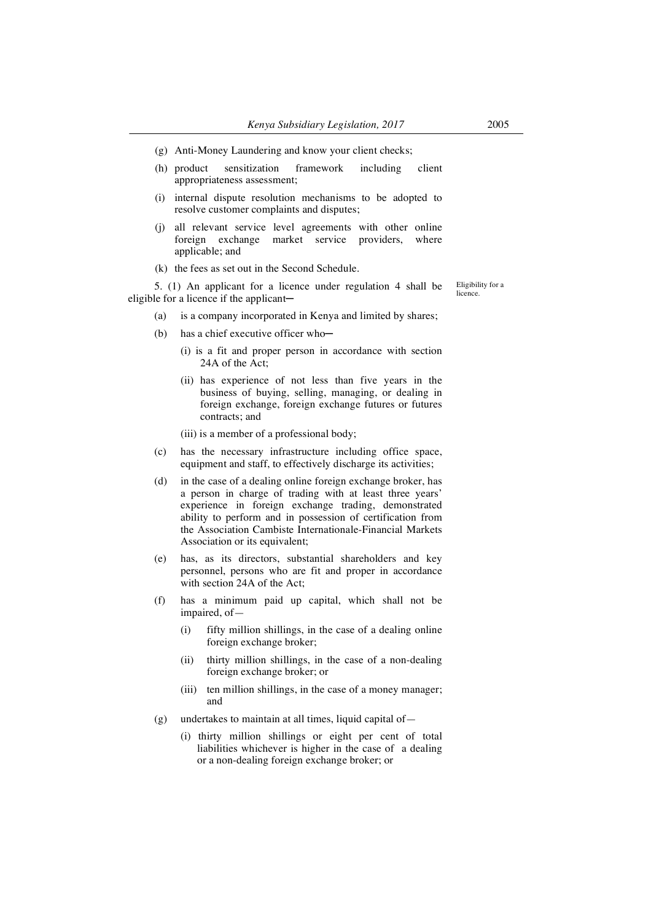(g) Anti-Money Laundering and know your client checks;

(h) product sensitization framework including client appropriateness assessment;

(i) internal dispute resolution mechanisms to be adopted to resolve customer complaints and disputes;

(j) all relevant service level agreements with other online foreign exchange market service providers, where applicable; and

(k) the fees as set out in the Second Schedule.

Eligibility for a licence.

5. (1) An applicant for a licence under regulation 4 shall be eligible for a licence if the applicant—

(a) is a company incorporated in Kenya and limited by shares;

(b) has a chief executive officer who—

(i) is a fit and proper person in accordance with section 24A of the Act;

(ii) has experience of not less than five years in the business of buying, selling, managing, or dealing in foreign exchange, foreign exchange futures or futures contracts; and

(iii) is a member of a professional body;

(c) has the necessary infrastructure including office space, equipment and staff, to effectively discharge its activities;

(d) in the case of a dealing online foreign exchange broker, has a person in charge of trading with at least three years' experience in foreign exchange trading, demonstrated ability to perform and in possession of certification from the Association Cambiste Internationale-Financial Markets Association or its equivalent;

(e) has, as its directors, substantial shareholders and key personnel, persons who are fit and proper in accordance with section 24A of the Act;

(f) has a minimum paid up capital, which shall not be impaired, of—

(i) fifty million shillings, in the case of a dealing online foreign exchange broker;

(ii) thirty million shillings, in the case of a non-dealing foreign exchange broker; or

(iii) ten million shillings, in the case of a money manager; and

(g) undertakes to maintain at all times, liquid capital of—

(i) thirty million shillings or eight per cent of total liabilities whichever is higher in the case of a dealing or a non-dealing foreign exchange broker; or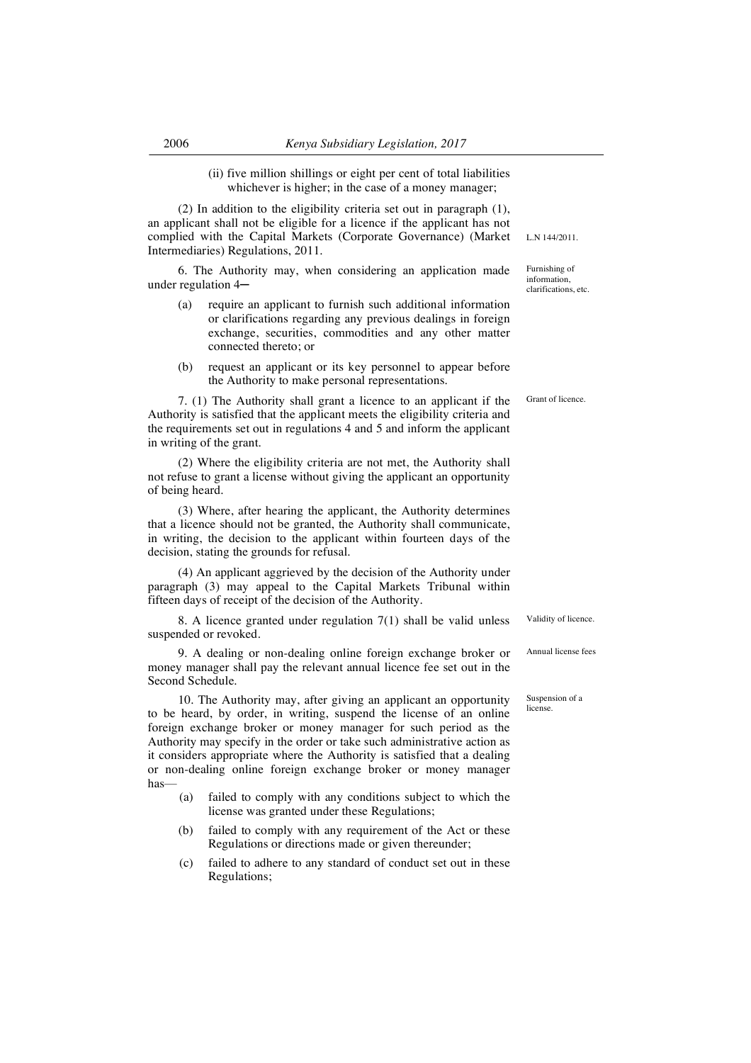(ii) five million shillings or eight per cent of total liabilities whichever is higher; in the case of a money manager;

(2) In addition to the eligibility criteria set out in paragraph (1), an applicant shall not be eligible for a licence if the applicant has not complied with the Capital Markets (Corporate Governance) (Market Intermediaries) Regulations, 2011.

L.N 144/2011.

Furnishing of information, clarifications, etc.

6. The Authority may, when considering an application made under regulation 4─

(a) require an applicant to furnish such additional information or clarifications regarding any previous dealings in foreign exchange, securities, commodities and any other matter connected thereto; or

(b) request an applicant or its key personnel to appear before the Authority to make personal representations.

Grant of licence.

7. (1) The Authority shall grant a licence to an applicant if the Authority is satisfied that the applicant meets the eligibility criteria and the requirements set out in regulations 4 and 5 and inform the applicant in writing of the grant.

(2) Where the eligibility criteria are not met, the Authority shall not refuse to grant a license without giving the applicant an opportunity of being heard.

(3) Where, after hearing the applicant, the Authority determines that a licence should not be granted, the Authority shall communicate, in writing, the decision to the applicant within fourteen days of the decision, stating the grounds for refusal.

(4) An applicant aggrieved by the decision of the Authority under paragraph (3) may appeal to the Capital Markets Tribunal within fifteen days of receipt of the decision of the Authority.

Validity of licence.

8. A licence granted under regulation 7(1) shall be valid unless suspended or revoked.

Annual license fees

9. A dealing or non-dealing online foreign exchange broker or money manager shall pay the relevant annual licence fee set out in the Second Schedule.

Suspension of a license.

10. The Authority may, after giving an applicant an opportunity to be heard, by order, in writing, suspend the license of an online foreign exchange broker or money manager for such period as the Authority may specify in the order or take such administrative action as it considers appropriate where the Authority is satisfied that a dealing or non-dealing online foreign exchange broker or money manager has—

(a) failed to comply with any conditions subject to which the license was granted under these Regulations;

(b) failed to comply with any requirement of the Act or these Regulations or directions made or given thereunder;

(c) failed to adhere to any standard of conduct set out in these Regulations;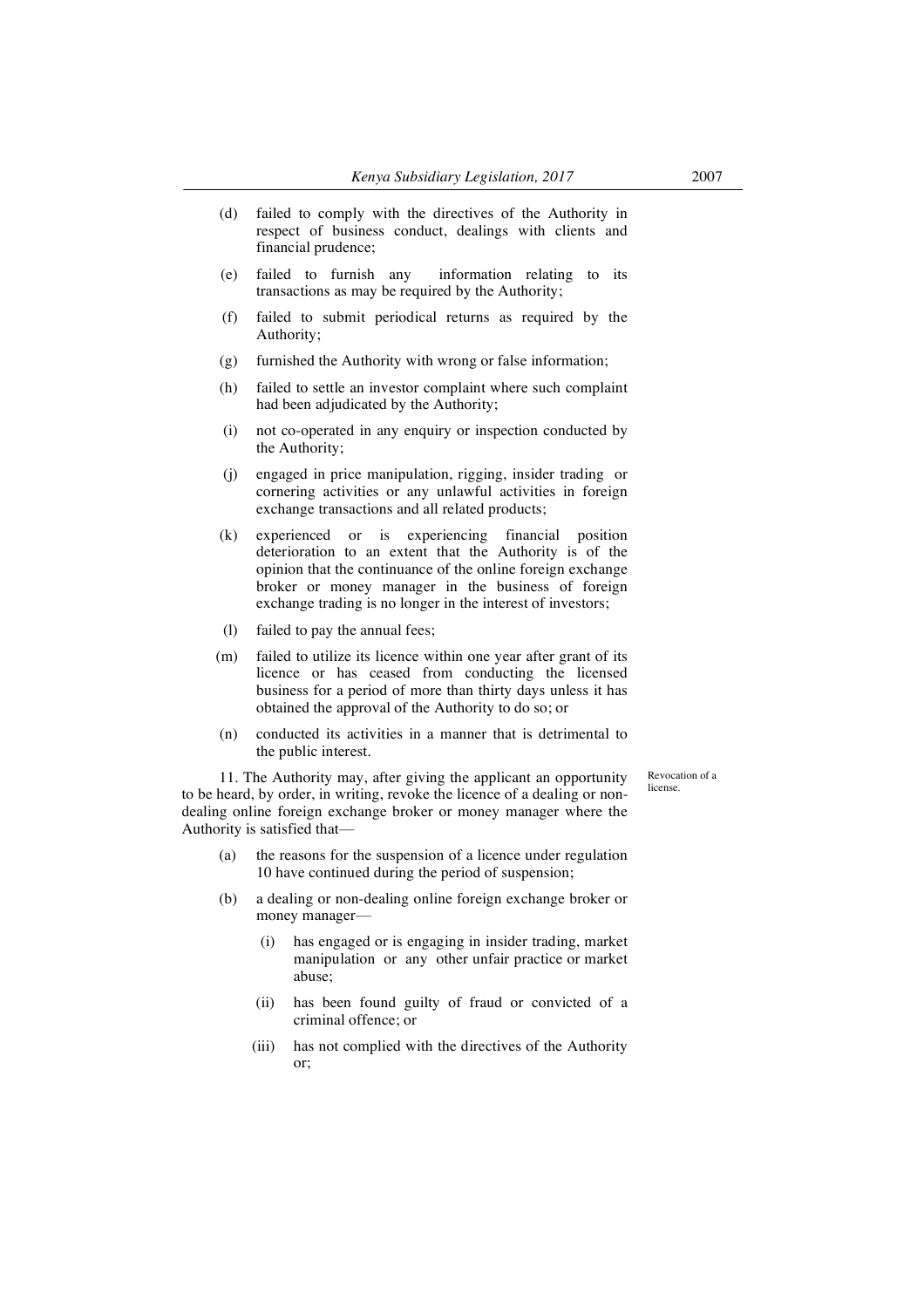(d) failed to comply with the directives of the Authority in respect of business conduct, dealings with clients and financial prudence;

(e) failed to furnish any information relating to its transactions as may be required by the Authority;

(f) failed to submit periodical returns as required by the Authority;

(g) furnished the Authority with wrong or false information;

(h) failed to settle an investor complaint where such complaint had been adjudicated by the Authority;

(i) not co-operated in any enquiry or inspection conducted by the Authority;

(j) engaged in price manipulation, rigging, insider trading or cornering activities or any unlawful activities in foreign exchange transactions and all related products;

(k) experienced or is experiencing financial position deterioration to an extent that the Authority is of the opinion that the continuance of the online foreign exchange broker or money manager in the business of foreign exchange trading is no longer in the interest of investors;

(l) failed to pay the annual fees;

(m) failed to utilize its licence within one year after grant of its licence or has ceased from conducting the licensed business for a period of more than thirty days unless it has obtained the approval of the Authority to do so; or

(n) conducted its activities in a manner that is detrimental to the public interest.

Revocation of a license.

11. The Authority may, after giving the applicant an opportunity to be heard, by order, in writing, revoke the licence of a dealing or non-dealing online foreign exchange broker or money manager where the Authority is satisfied that—

(a) the reasons for the suspension of a licence under regulation 10 have continued during the period of suspension;

(b) a dealing or non-dealing online foreign exchange broker or money manager—

  (i) has engaged or is engaging in insider trading, market manipulation or any other unfair practice or market abuse;

  (ii) has been found guilty of fraud or convicted of a criminal offence; or

  (iii) has not complied with the directives of the Authority or;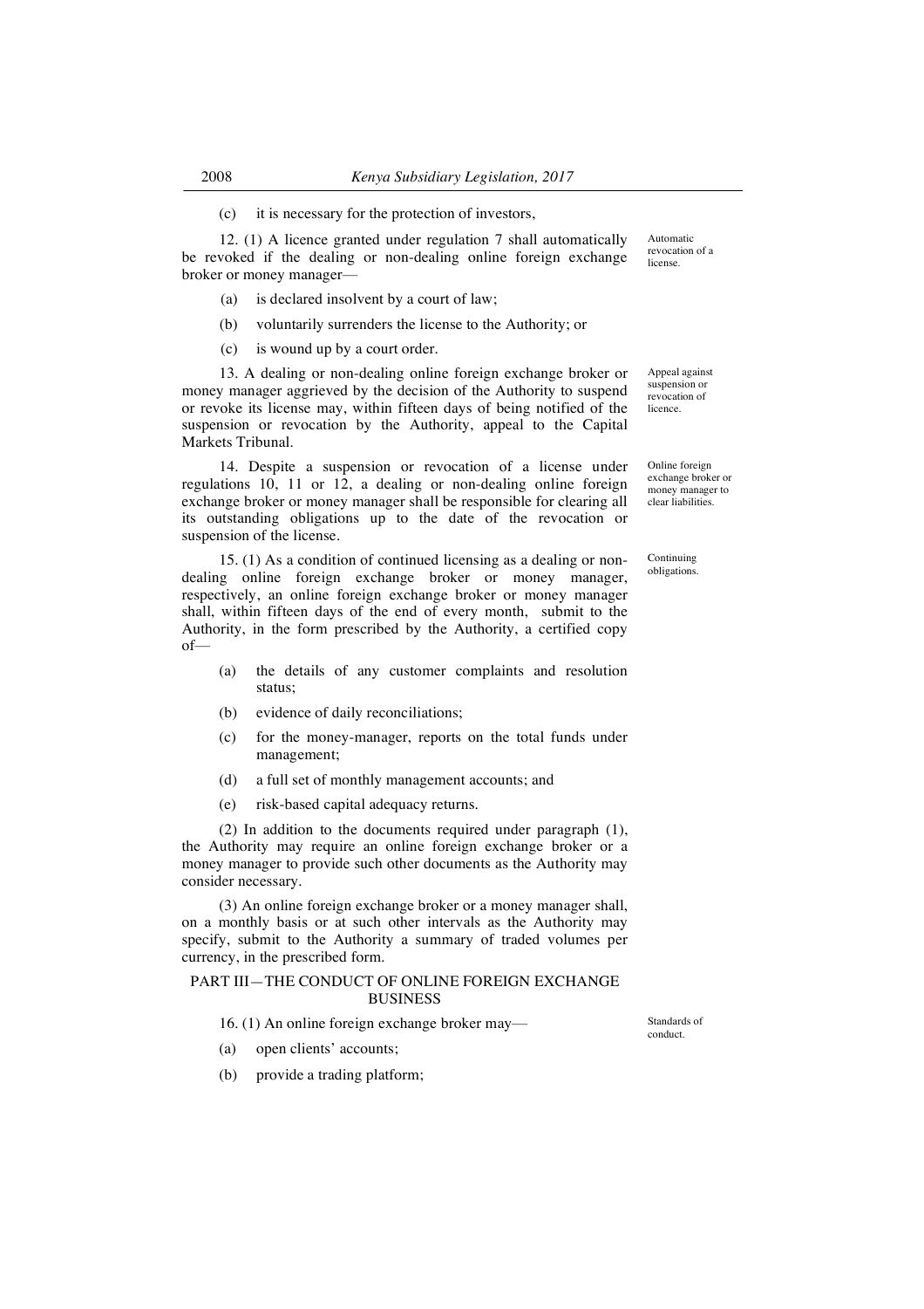(c) it is necessary for the protection of investors,

12. (1) A licence granted under regulation 7 shall automatically be revoked if the dealing or non-dealing online foreign exchange broker or money manager— Automatic revocation of a license.

(a) is declared insolvent by a court of law;

(b) voluntarily surrenders the license to the Authority; or

(c) is wound up by a court order.

13. A dealing or non-dealing online foreign exchange broker or money manager aggrieved by the decision of the Authority to suspend or revoke its license may, within fifteen days of being notified of the suspension or revocation by the Authority, appeal to the Capital Markets Tribunal. Appeal against suspension or revocation of licence.

14. Despite a suspension or revocation of a license under regulations 10, 11 or 12, a dealing or non-dealing online foreign exchange broker or money manager shall be responsible for clearing all its outstanding obligations up to the date of the revocation or suspension of the license. Online foreign exchange broker or money manager to clear liabilities.

15. (1) As a condition of continued licensing as a dealing or non-dealing online foreign exchange broker or money manager, respectively, an online foreign exchange broker or money manager shall, within fifteen days of the end of every month, submit to the Authority, in the form prescribed by the Authority, a certified copy of— Continuing obligations.

(a) the details of any customer complaints and resolution status;

(b) evidence of daily reconciliations;

(c) for the money-manager, reports on the total funds under management;

(d) a full set of monthly management accounts; and

(e) risk-based capital adequacy returns.

(2) In addition to the documents required under paragraph (1), the Authority may require an online foreign exchange broker or a money manager to provide such other documents as the Authority may consider necessary.

(3) An online foreign exchange broker or a money manager shall, on a monthly basis or at such other intervals as the Authority may specify, submit to the Authority a summary of traded volumes per currency, in the prescribed form.

## PART III—THE CONDUCT OF ONLINE FOREIGN EXCHANGE BUSINESS

16. (1) An online foreign exchange broker may— Standards of conduct.

(a) open clients' accounts;

(b) provide a trading platform;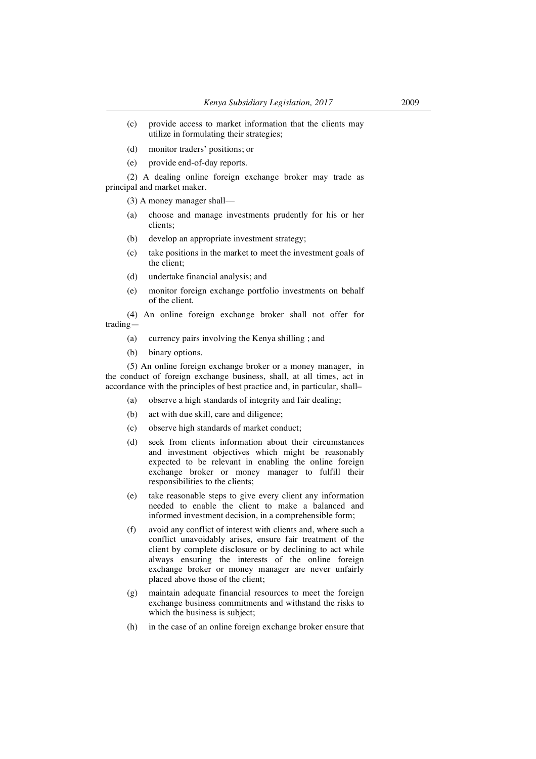(c) provide access to market information that the clients may utilize in formulating their strategies;

(d) monitor traders' positions; or

(e) provide end-of-day reports.

(2) A dealing online foreign exchange broker may trade as principal and market maker.

(3) A money manager shall—

(a) choose and manage investments prudently for his or her clients;

(b) develop an appropriate investment strategy;

(c) take positions in the market to meet the investment goals of the client;

(d) undertake financial analysis; and

(e) monitor foreign exchange portfolio investments on behalf of the client.

(4) An online foreign exchange broker shall not offer for trading—

(a) currency pairs involving the Kenya shilling ; and

(b) binary options.

(5) An online foreign exchange broker or a money manager, in the conduct of foreign exchange business, shall, at all times, act in accordance with the principles of best practice and, in particular, shall–

(a) observe a high standards of integrity and fair dealing;

(b) act with due skill, care and diligence;

(c) observe high standards of market conduct;

(d) seek from clients information about their circumstances and investment objectives which might be reasonably expected to be relevant in enabling the online foreign exchange broker or money manager to fulfill their responsibilities to the clients;

(e) take reasonable steps to give every client any information needed to enable the client to make a balanced and informed investment decision, in a comprehensible form;

(f) avoid any conflict of interest with clients and, where such a conflict unavoidably arises, ensure fair treatment of the client by complete disclosure or by declining to act while always ensuring the interests of the online foreign exchange broker or money manager are never unfairly placed above those of the client;

(g) maintain adequate financial resources to meet the foreign exchange business commitments and withstand the risks to which the business is subject;

(h) in the case of an online foreign exchange broker ensure that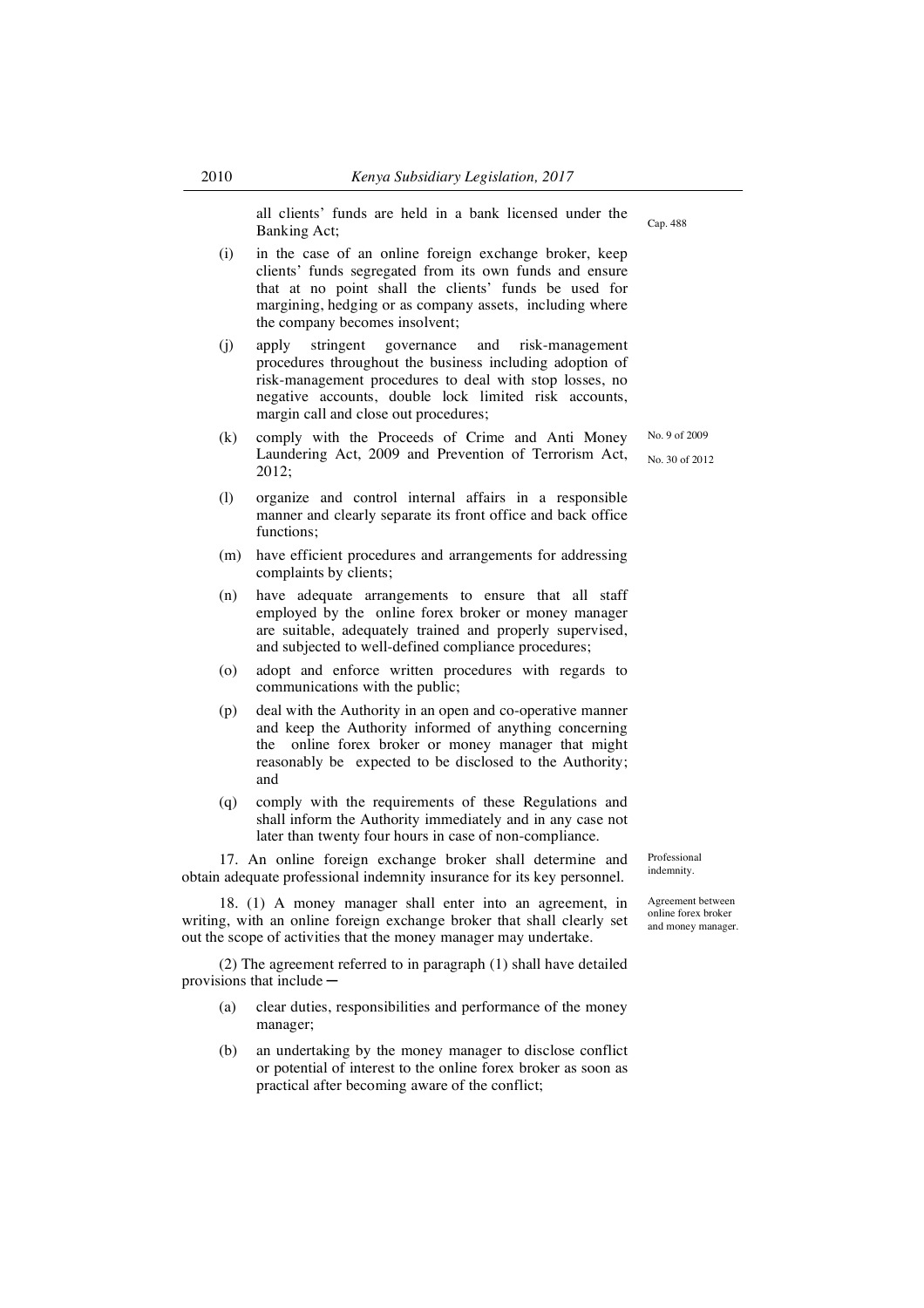all clients' funds are held in a bank licensed under the Banking Act; Cap. 488

(i) in the case of an online foreign exchange broker, keep clients' funds segregated from its own funds and ensure that at no point shall the clients' funds be used for margining, hedging or as company assets, including where the company becomes insolvent;

(j) apply stringent governance and risk-management procedures throughout the business including adoption of risk-management procedures to deal with stop losses, no negative accounts, double lock limited risk accounts, margin call and close out procedures;

(k) comply with the Proceeds of Crime and Anti Money Laundering Act, 2009 and Prevention of Terrorism Act, 2012; No. 9 of 2009 No. 30 of 2012

(l) organize and control internal affairs in a responsible manner and clearly separate its front office and back office functions;

(m) have efficient procedures and arrangements for addressing complaints by clients;

(n) have adequate arrangements to ensure that all staff employed by the online forex broker or money manager are suitable, adequately trained and properly supervised, and subjected to well-defined compliance procedures;

(o) adopt and enforce written procedures with regards to communications with the public;

(p) deal with the Authority in an open and co-operative manner and keep the Authority informed of anything concerning the online forex broker or money manager that might reasonably be expected to be disclosed to the Authority; and

(q) comply with the requirements of these Regulations and shall inform the Authority immediately and in any case not later than twenty four hours in case of non-compliance.

Professional indemnity.

17. An online foreign exchange broker shall determine and obtain adequate professional indemnity insurance for its key personnel.

Agreement between online forex broker and money manager.

18. (1) A money manager shall enter into an agreement, in writing, with an online foreign exchange broker that shall clearly set out the scope of activities that the money manager may undertake.

(2) The agreement referred to in paragraph (1) shall have detailed provisions that include ─

(a) clear duties, responsibilities and performance of the money manager;

(b) an undertaking by the money manager to disclose conflict or potential of interest to the online forex broker as soon as practical after becoming aware of the conflict;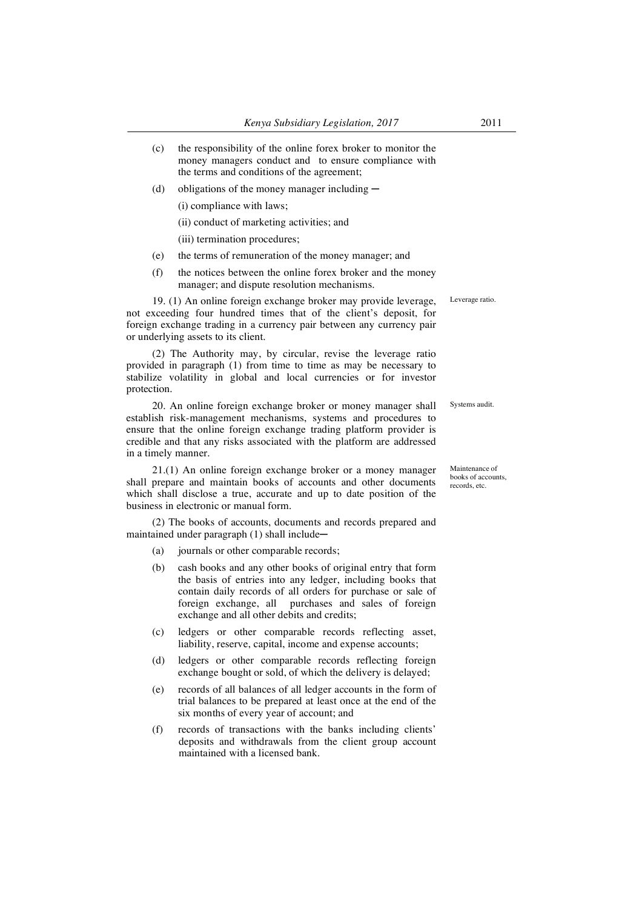(c) the responsibility of the online forex broker to monitor the money managers conduct and to ensure compliance with the terms and conditions of the agreement;

(d) obligations of the money manager including ─

(i) compliance with laws;

(ii) conduct of marketing activities; and

(iii) termination procedures;

(e) the terms of remuneration of the money manager; and

(f) the notices between the online forex broker and the money manager; and dispute resolution mechanisms.

*Leverage ratio.*

19. (1) An online foreign exchange broker may provide leverage, not exceeding four hundred times that of the client's deposit, for foreign exchange trading in a currency pair between any currency pair or underlying assets to its client.

(2) The Authority may, by circular, revise the leverage ratio provided in paragraph (1) from time to time as may be necessary to stabilize volatility in global and local currencies or for investor protection.

*Systems audit.*

20. An online foreign exchange broker or money manager shall establish risk-management mechanisms, systems and procedures to ensure that the online foreign exchange trading platform provider is credible and that any risks associated with the platform are addressed in a timely manner.

*Maintenance of books of accounts, records, etc.*

21.(1) An online foreign exchange broker or a money manager shall prepare and maintain books of accounts and other documents which shall disclose a true, accurate and up to date position of the business in electronic or manual form.

(2) The books of accounts, documents and records prepared and maintained under paragraph (1) shall include─

(a) journals or other comparable records;

(b) cash books and any other books of original entry that form the basis of entries into any ledger, including books that contain daily records of all orders for purchase or sale of foreign exchange, all purchases and sales of foreign exchange and all other debits and credits;

(c) ledgers or other comparable records reflecting asset, liability, reserve, capital, income and expense accounts;

(d) ledgers or other comparable records reflecting foreign exchange bought or sold, of which the delivery is delayed;

(e) records of all balances of all ledger accounts in the form of trial balances to be prepared at least once at the end of the six months of every year of account; and

(f) records of transactions with the banks including clients' deposits and withdrawals from the client group account maintained with a licensed bank.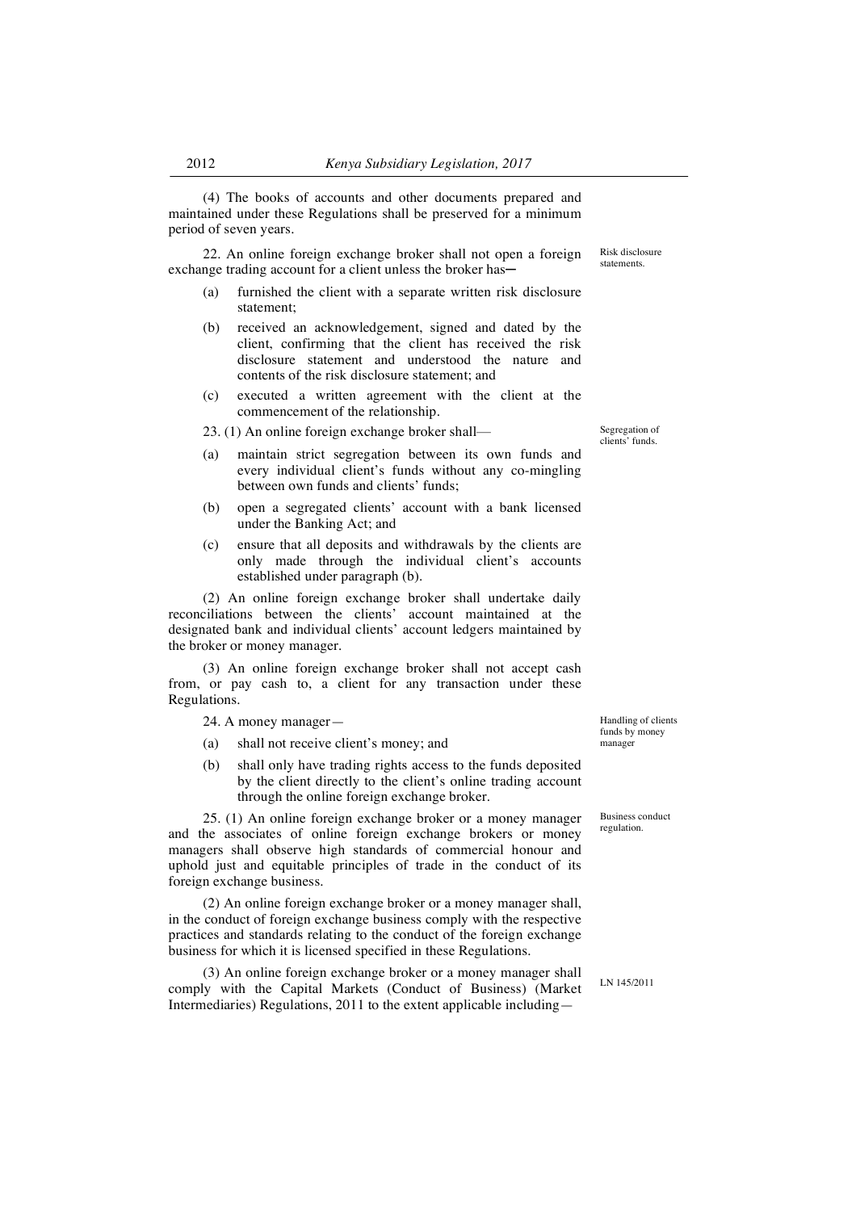(4) The books of accounts and other documents prepared and maintained under these Regulations shall be preserved for a minimum period of seven years.

Risk disclosure statements.

22. An online foreign exchange broker shall not open a foreign exchange trading account for a client unless the broker has─

(a) furnished the client with a separate written risk disclosure statement;

(b) received an acknowledgement, signed and dated by the client, confirming that the client has received the risk disclosure statement and understood the nature and contents of the risk disclosure statement; and

(c) executed a written agreement with the client at the commencement of the relationship.

Segregation of clients' funds.

23. (1) An online foreign exchange broker shall—

(a) maintain strict segregation between its own funds and every individual client's funds without any co-mingling between own funds and clients' funds;

(b) open a segregated clients' account with a bank licensed under the Banking Act; and

(c) ensure that all deposits and withdrawals by the clients are only made through the individual client's accounts established under paragraph (b).

(2) An online foreign exchange broker shall undertake daily reconciliations between the clients' account maintained at the designated bank and individual clients' account ledgers maintained by the broker or money manager.

(3) An online foreign exchange broker shall not accept cash from, or pay cash to, a client for any transaction under these Regulations.

Handling of clients funds by money manager

24. A money manager—

(a) shall not receive client's money; and

(b) shall only have trading rights access to the funds deposited by the client directly to the client's online trading account through the online foreign exchange broker.

Business conduct regulation.

25. (1) An online foreign exchange broker or a money manager and the associates of online foreign exchange brokers or money managers shall observe high standards of commercial honour and uphold just and equitable principles of trade in the conduct of its foreign exchange business.

(2) An online foreign exchange broker or a money manager shall, in the conduct of foreign exchange business comply with the respective practices and standards relating to the conduct of the foreign exchange business for which it is licensed specified in these Regulations.

LN 145/2011

(3) An online foreign exchange broker or a money manager shall comply with the Capital Markets (Conduct of Business) (Market Intermediaries) Regulations, 2011 to the extent applicable including—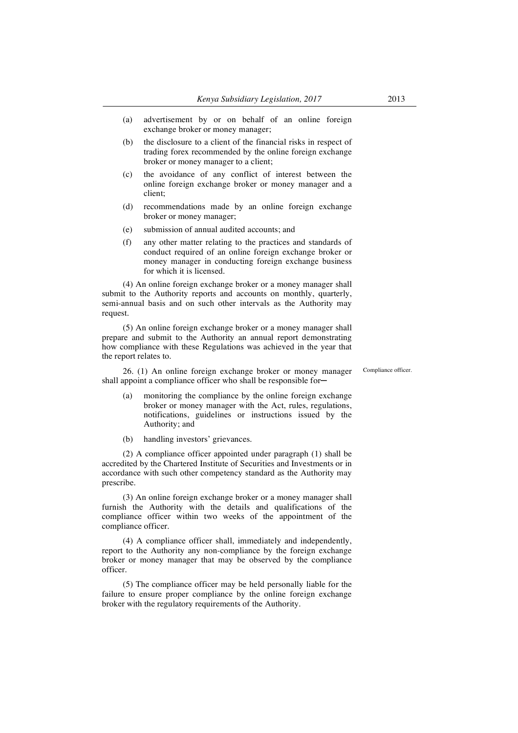(a) advertisement by or on behalf of an online foreign exchange broker or money manager;

(b) the disclosure to a client of the financial risks in respect of trading forex recommended by the online foreign exchange broker or money manager to a client;

(c) the avoidance of any conflict of interest between the online foreign exchange broker or money manager and a client;

(d) recommendations made by an online foreign exchange broker or money manager;

(e) submission of annual audited accounts; and

(f) any other matter relating to the practices and standards of conduct required of an online foreign exchange broker or money manager in conducting foreign exchange business for which it is licensed.

(4) An online foreign exchange broker or a money manager shall submit to the Authority reports and accounts on monthly, quarterly, semi-annual basis and on such other intervals as the Authority may request.

(5) An online foreign exchange broker or a money manager shall prepare and submit to the Authority an annual report demonstrating how compliance with these Regulations was achieved in the year that the report relates to.

Compliance officer.

26. (1) An online foreign exchange broker or money manager shall appoint a compliance officer who shall be responsible for—

(a) monitoring the compliance by the online foreign exchange broker or money manager with the Act, rules, regulations, notifications, guidelines or instructions issued by the Authority; and

(b) handling investors' grievances.

(2) A compliance officer appointed under paragraph (1) shall be accredited by the Chartered Institute of Securities and Investments or in accordance with such other competency standard as the Authority may prescribe.

(3) An online foreign exchange broker or a money manager shall furnish the Authority with the details and qualifications of the compliance officer within two weeks of the appointment of the compliance officer.

(4) A compliance officer shall, immediately and independently, report to the Authority any non-compliance by the foreign exchange broker or money manager that may be observed by the compliance officer.

(5) The compliance officer may be held personally liable for the failure to ensure proper compliance by the online foreign exchange broker with the regulatory requirements of the Authority.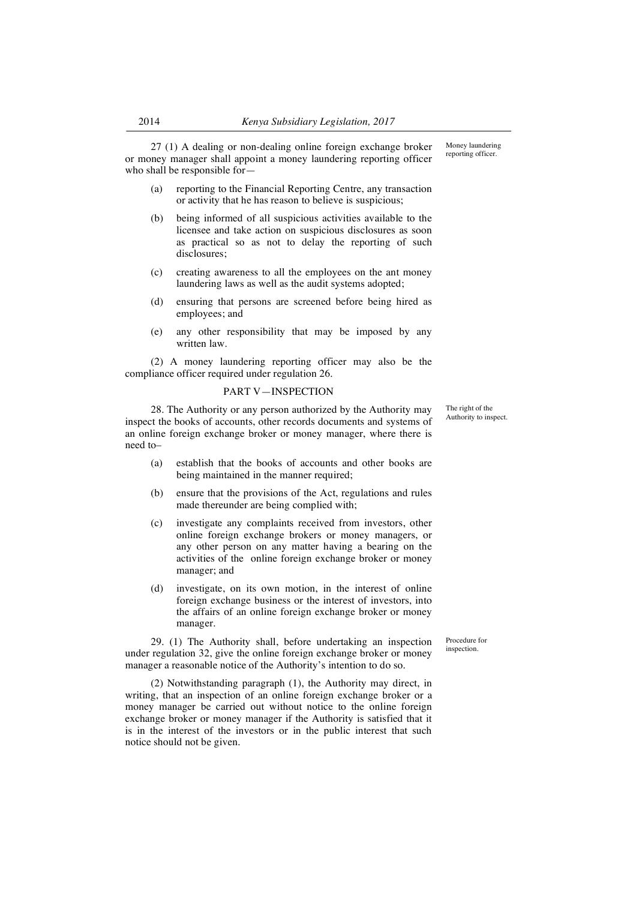27 (1) A dealing or non-dealing online foreign exchange broker or money manager shall appoint a money laundering reporting officer who shall be responsible for—

Money laundering reporting officer.

- (a) reporting to the Financial Reporting Centre, any transaction or activity that he has reason to believe is suspicious;
- (b) being informed of all suspicious activities available to the licensee and take action on suspicious disclosures as soon as practical so as not to delay the reporting of such disclosures;
- (c) creating awareness to all the employees on the ant money laundering laws as well as the audit systems adopted;
- (d) ensuring that persons are screened before being hired as employees; and
- (e) any other responsibility that may be imposed by any written law.

(2) A money laundering reporting officer may also be the compliance officer required under regulation 26.

## PART V—INSPECTION

28. The Authority or any person authorized by the Authority may inspect the books of accounts, other records documents and systems of an online foreign exchange broker or money manager, where there is need to–

The right of the Authority to inspect.

- (a) establish that the books of accounts and other books are being maintained in the manner required;
- (b) ensure that the provisions of the Act, regulations and rules made thereunder are being complied with;
- (c) investigate any complaints received from investors, other online foreign exchange brokers or money managers, or any other person on any matter having a bearing on the activities of the online foreign exchange broker or money manager; and
- (d) investigate, on its own motion, in the interest of online foreign exchange business or the interest of investors, into the affairs of an online foreign exchange broker or money manager.

29. (1) The Authority shall, before undertaking an inspection under regulation 32, give the online foreign exchange broker or money manager a reasonable notice of the Authority's intention to do so.

Procedure for inspection.

(2) Notwithstanding paragraph (1), the Authority may direct, in writing, that an inspection of an online foreign exchange broker or a money manager be carried out without notice to the online foreign exchange broker or money manager if the Authority is satisfied that it is in the interest of the investors or in the public interest that such notice should not be given.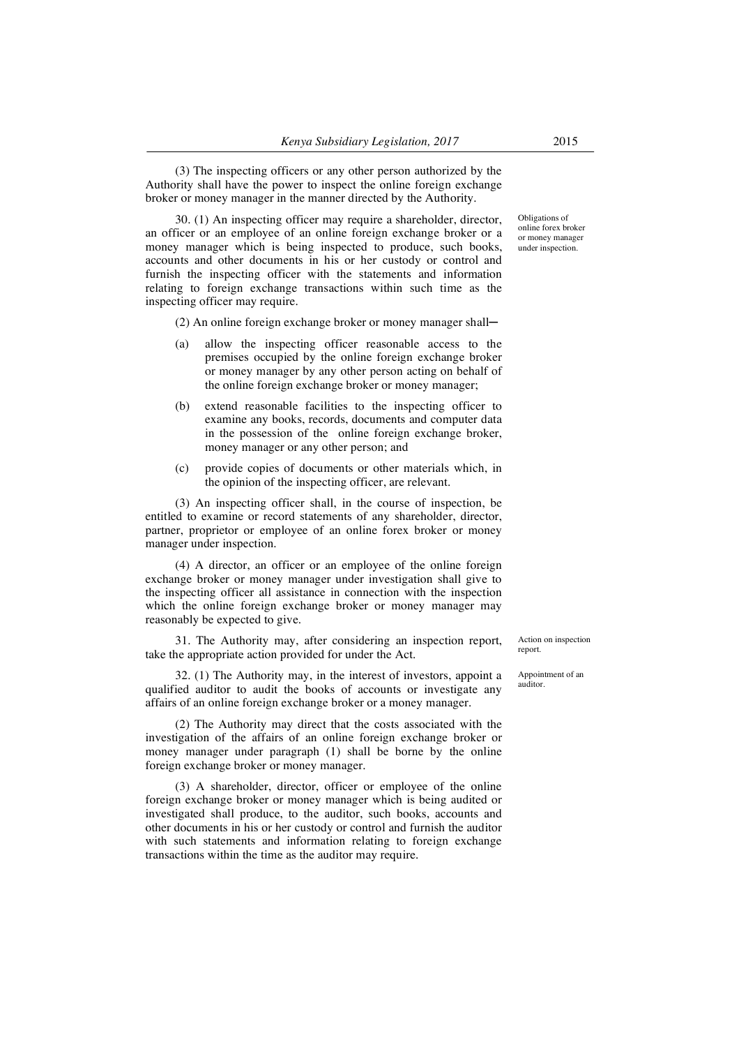(3) The inspecting officers or any other person authorized by the Authority shall have the power to inspect the online foreign exchange broker or money manager in the manner directed by the Authority.

*Obligations of online forex broker or money manager under inspection.*

30. (1) An inspecting officer may require a shareholder, director, an officer or an employee of an online foreign exchange broker or a money manager which is being inspected to produce, such books, accounts and other documents in his or her custody or control and furnish the inspecting officer with the statements and information relating to foreign exchange transactions within such time as the inspecting officer may require.

(2) An online foreign exchange broker or money manager shall—

(a) allow the inspecting officer reasonable access to the premises occupied by the online foreign exchange broker or money manager by any other person acting on behalf of the online foreign exchange broker or money manager;

(b) extend reasonable facilities to the inspecting officer to examine any books, records, documents and computer data in the possession of the online foreign exchange broker, money manager or any other person; and

(c) provide copies of documents or other materials which, in the opinion of the inspecting officer, are relevant.

(3) An inspecting officer shall, in the course of inspection, be entitled to examine or record statements of any shareholder, director, partner, proprietor or employee of an online forex broker or money manager under inspection.

(4) A director, an officer or an employee of the online foreign exchange broker or money manager under investigation shall give to the inspecting officer all assistance in connection with the inspection which the online foreign exchange broker or money manager may reasonably be expected to give.

*Action on inspection report.*

31. The Authority may, after considering an inspection report, take the appropriate action provided for under the Act.

*Appointment of an auditor.*

32. (1) The Authority may, in the interest of investors, appoint a qualified auditor to audit the books of accounts or investigate any affairs of an online foreign exchange broker or a money manager.

(2) The Authority may direct that the costs associated with the investigation of the affairs of an online foreign exchange broker or money manager under paragraph (1) shall be borne by the online foreign exchange broker or money manager.

(3) A shareholder, director, officer or employee of the online foreign exchange broker or money manager which is being audited or investigated shall produce, to the auditor, such books, accounts and other documents in his or her custody or control and furnish the auditor with such statements and information relating to foreign exchange transactions within the time as the auditor may require.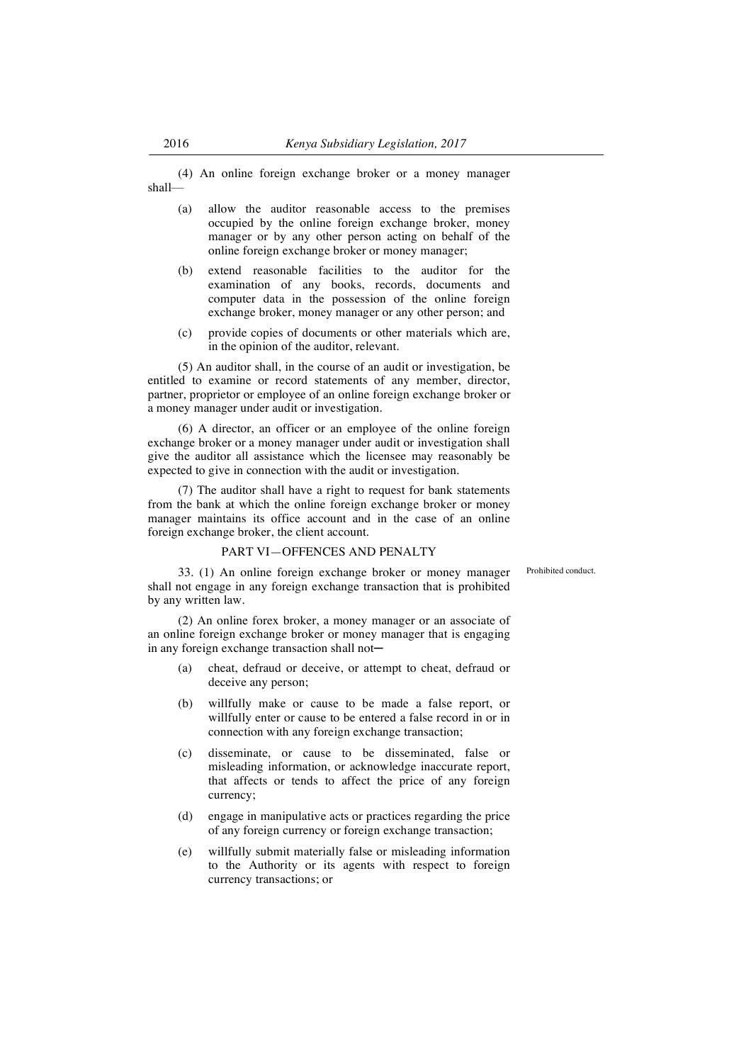(4) An online foreign exchange broker or a money manager shall—

(a) allow the auditor reasonable access to the premises occupied by the online foreign exchange broker, money manager or by any other person acting on behalf of the online foreign exchange broker or money manager;

(b) extend reasonable facilities to the auditor for the examination of any books, records, documents and computer data in the possession of the online foreign exchange broker, money manager or any other person; and

(c) provide copies of documents or other materials which are, in the opinion of the auditor, relevant.

(5) An auditor shall, in the course of an audit or investigation, be entitled to examine or record statements of any member, director, partner, proprietor or employee of an online foreign exchange broker or a money manager under audit or investigation.

(6) A director, an officer or an employee of the online foreign exchange broker or a money manager under audit or investigation shall give the auditor all assistance which the licensee may reasonably be expected to give in connection with the audit or investigation.

(7) The auditor shall have a right to request for bank statements from the bank at which the online foreign exchange broker or money manager maintains its office account and in the case of an online foreign exchange broker, the client account.

## PART VI—OFFENCES AND PENALTY

Prohibited conduct.

33. (1) An online foreign exchange broker or money manager shall not engage in any foreign exchange transaction that is prohibited by any written law.

(2) An online forex broker, a money manager or an associate of an online foreign exchange broker or money manager that is engaging in any foreign exchange transaction shall not—

(a) cheat, defraud or deceive, or attempt to cheat, defraud or deceive any person;

(b) willfully make or cause to be made a false report, or willfully enter or cause to be entered a false record in or in connection with any foreign exchange transaction;

(c) disseminate, or cause to be disseminated, false or misleading information, or acknowledge inaccurate report, that affects or tends to affect the price of any foreign currency;

(d) engage in manipulative acts or practices regarding the price of any foreign currency or foreign exchange transaction;

(e) willfully submit materially false or misleading information to the Authority or its agents with respect to foreign currency transactions; or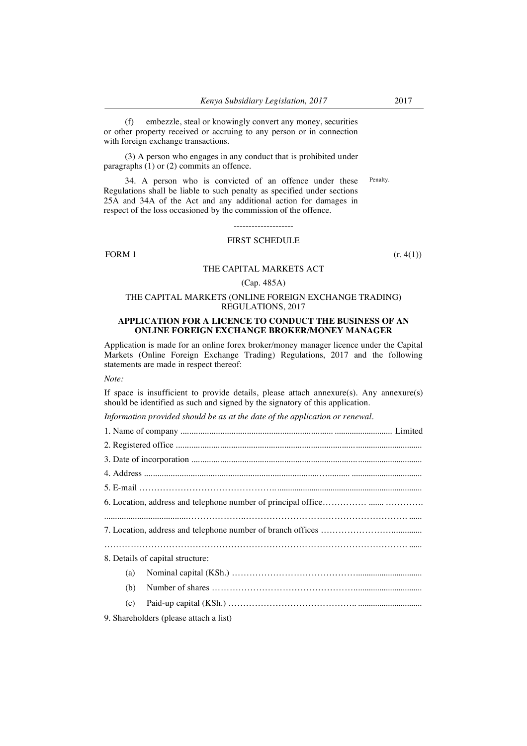(f) embezzle, steal or knowingly convert any money, securities or other property received or accruing to any person or in connection with foreign exchange transactions.

(3) A person who engages in any conduct that is prohibited under paragraphs (1) or (2) commits an offence.

34. A person who is convicted of an offence under these Regulations shall be liable to such penalty as specified under sections 25A and 34A of the Act and any additional action for damages in respect of the loss occasioned by the commission of the offence. Penalty.

--------------------

FIRST SCHEDULE

FORM 1 (r. 4(1))

THE CAPITAL MARKETS ACT

(Cap. 485A)

THE CAPITAL MARKETS (ONLINE FOREIGN EXCHANGE TRADING) REGULATIONS, 2017

**APPLICATION FOR A LICENCE TO CONDUCT THE BUSINESS OF AN ONLINE FOREIGN EXCHANGE BROKER/MONEY MANAGER**

Application is made for an online forex broker/money manager licence under the Capital Markets (Online Foreign Exchange Trading) Regulations, 2017 and the following statements are made in respect thereof:

*Note:*

If space is insufficient to provide details, please attach annexure(s). Any annexure(s) should be identified as such and signed by the signatory of this application.

*Information provided should be as at the date of the application or renewal.*

1. Name of company ................................................................................................ Limited
2. Registered office ..................................................................................................................
3. Date of incorporation ...........................................................................................................
4. Address .................................................................................................................................
5. E-mail ....................................................................................................................................
6. Location, address and telephone number of principal office..................................................

.....................................................................................................................................................

7. Location, address and telephone number of branch offices ....................................................

.....................................................................................................................................................

8. Details of capital structure:

   (a) Nominal capital (KSh.) ......................................................................................
   
   (b) Number of shares ..............................................................................................
   
   (c) Paid-up capital (KSh.) .......................................................................................

9. Shareholders (please attach a list)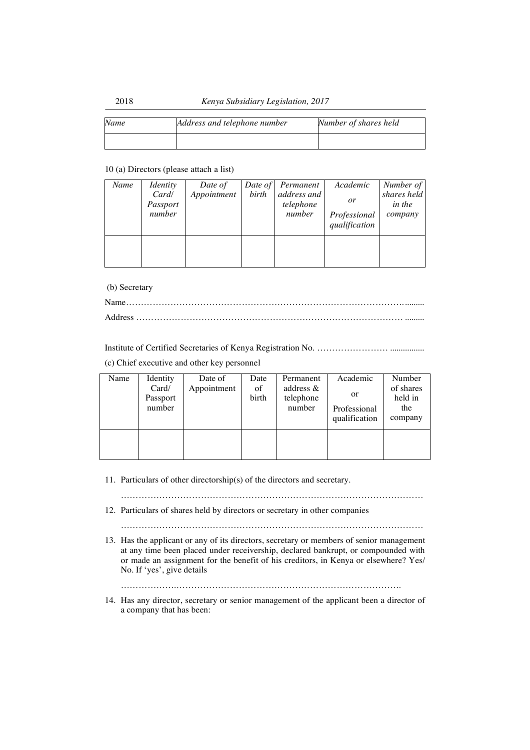| *Name* | *Address and telephone number* | *Number of shares held* |
|---|---|---|
| | | |

10 (a) Directors (please attach a list)

| *Name* | *Identity Card/ Passport number* | *Date of Appointment* | *Date of birth* | *Permanent address and telephone number* | *Academic or Professional qualification* | *Number of shares held in the company* |
|---|---|---|---|---|---|---|
| | | | | | | |

(b) Secretary

Name……………………………………………………………………………………….........

Address …………………………………………………………………………………. .........

Institute of Certified Secretaries of Kenya Registration No. …………………… ................

(c) Chief executive and other key personnel

| Name | Identity Card/ Passport number | Date of Appointment | Date of birth | Permanent address & telephone number | Academic or Professional qualification | Number of shares held in the company |
|---|---|---|---|---|---|---|
| | | | | | | |

11. Particulars of other directorship(s) of the directors and secretary.

    ……………………………………………………………………………………………

12. Particulars of shares held by directors or secretary in other companies

    ……………………………………………………………………………………………

13. Has the applicant or any of its directors, secretary or members of senior management at any time been placed under receivership, declared bankrupt, or compounded with or made an assignment for the benefit of his creditors, in Kenya or elsewhere? Yes/ No. If 'yes', give details

    ………………..…………………………………………………………………….

14. Has any director, secretary or senior management of the applicant been a director of a company that has been: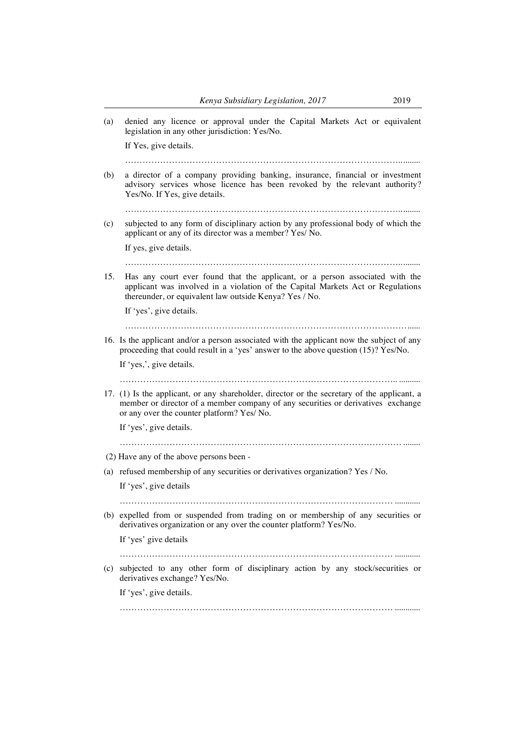(a) denied any licence or approval under the Capital Markets Act or equivalent legislation in any other jurisdiction: Yes/No.

If Yes, give details.

…………………………………………………………………………………….........

(b) a director of a company providing banking, insurance, financial or investment advisory services whose licence has been revoked by the relevant authority? Yes/No. If Yes, give details.

…………………………………………………………………………………….........

(c) subjected to any form of disciplinary action by any professional body of which the applicant or any of its director was a member? Yes/ No.

If yes, give details.

…………………………………………………………………………………….........

15. Has any court ever found that the applicant, or a person associated with the applicant was involved in a violation of the Capital Markets Act or Regulations thereunder, or equivalent law outside Kenya? Yes / No.

If 'yes', give details.

………………………………………………………………………………………......

16. Is the applicant and/or a person associated with the applicant now the subject of any proceeding that could result in a 'yes' answer to the above question (15)? Yes/No.

If 'yes,', give details.

…………………………………………………………………………………….. ..........

17. (1) Is the applicant, or any shareholder, director or the secretary of the applicant, a member or director of a member company of any securities or derivatives exchange or any over the counter platform? Yes/ No.

If 'yes', give details.

……………………………………………………………………………………….......

(2) Have any of the above persons been -

(a) refused membership of any securities or derivatives organization? Yes / No.

If 'yes', give details

…………………………………………………………………………………… ...........

(b) expelled from or suspended from trading on or membership of any securities or derivatives organization or any over the counter platform? Yes/No.

If 'yes' give details

…………………………………………………………………………………… ...........

(c) subjected to any other form of disciplinary action by any stock/securities or derivatives exchange? Yes/No.

If 'yes', give details.

…………………………………………………………………………………… ...........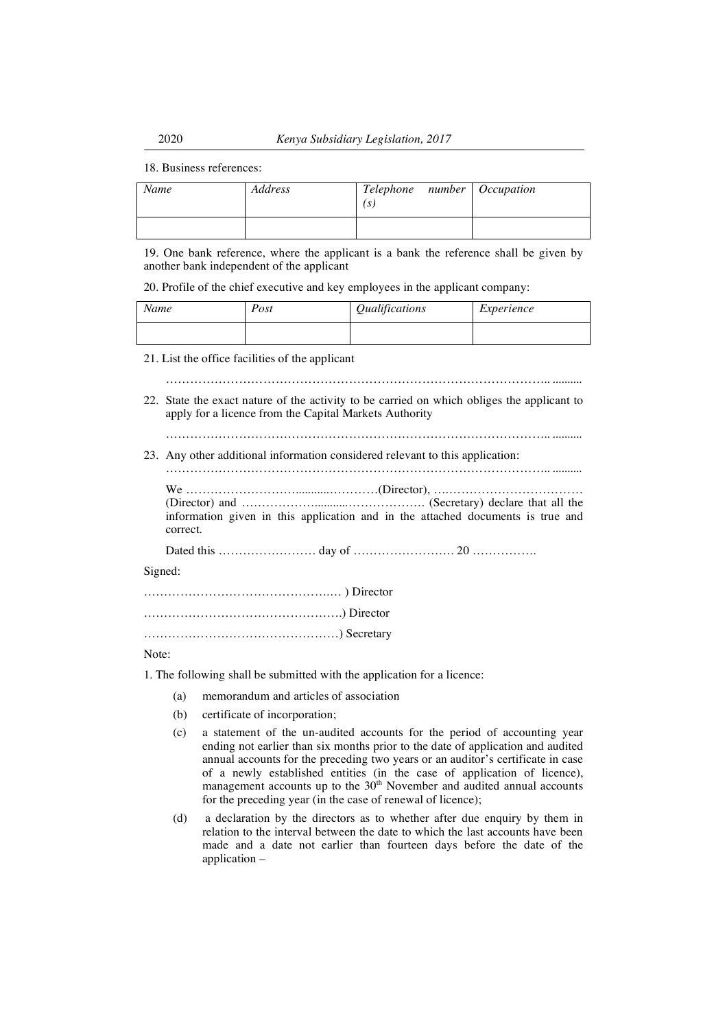18. Business references:

| *Name* | *Address* | *Telephone number (s)* | *Occupation* |
|---|---|---|---|
| | | | |

19. One bank reference, where the applicant is a bank the reference shall be given by another bank independent of the applicant

20. Profile of the chief executive and key employees in the applicant company:

| *Name* | *Post* | *Qualifications* | *Experience* |
|---|---|---|---|
| | | | |

21. List the office facilities of the applicant

……………………………………………………………………………………….. ..........

22. State the exact nature of the activity to be carried on which obliges the applicant to apply for a licence from the Capital Markets Authority

……………………………………………………………………………………….. ..........

23. Any other additional information considered relevant to this application:

……………………………………………………………………………………….. ..........

We ………………………...........…………(Director), ….……………………………… (Director) and ……………….........……………… (Secretary) declare that all the information given in this application and in the attached documents is true and correct.

Dated this …………………… day of ……………………. 20 …………….

Signed:

……………………………………….… ) Director

………………………………………….) Director

…………………………………………) Secretary

Note:

1. The following shall be submitted with the application for a licence:

   (a) memorandum and articles of association

   (b) certificate of incorporation;

   (c) a statement of the un-audited accounts for the period of accounting year ending not earlier than six months prior to the date of application and audited annual accounts for the preceding two years or an auditor's certificate in case of a newly established entities (in the case of application of licence), management accounts up to the 30th November and audited annual accounts for the preceding year (in the case of renewal of licence);

   (d) a declaration by the directors as to whether after due enquiry by them in relation to the interval between the date to which the last accounts have been made and a date not earlier than fourteen days before the date of the application –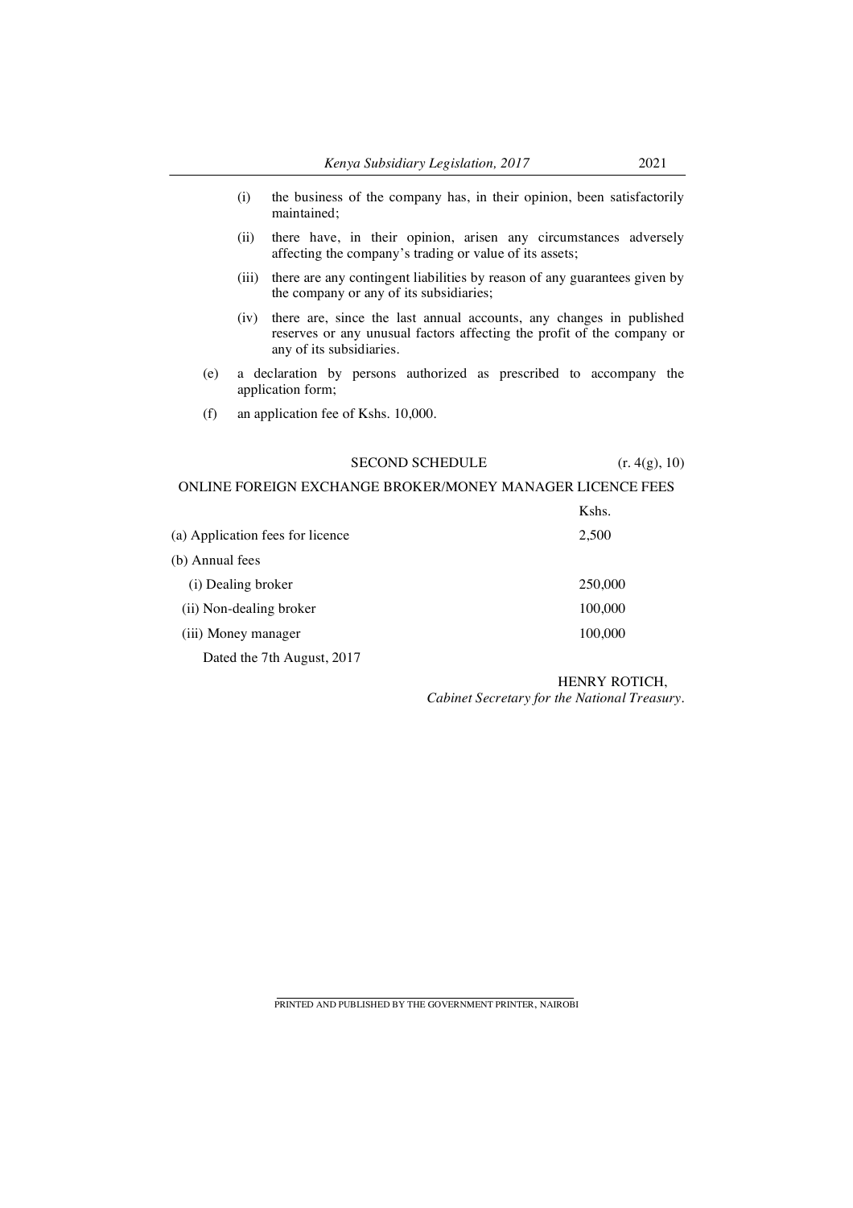(i) the business of the company has, in their opinion, been satisfactorily maintained;

(ii) there have, in their opinion, arisen any circumstances adversely affecting the company's trading or value of its assets;

(iii) there are any contingent liabilities by reason of any guarantees given by the company or any of its subsidiaries;

(iv) there are, since the last annual accounts, any changes in published reserves or any unusual factors affecting the profit of the company or any of its subsidiaries.

(e) a declaration by persons authorized as prescribed to accompany the application form;

(f) an application fee of Kshs. 10,000.

## SECOND SCHEDULE (r. 4(g), 10)

### ONLINE FOREIGN EXCHANGE BROKER/MONEY MANAGER LICENCE FEES

| | Kshs. |
|---|---|
| (a) Application fees for licence | 2,500 |
| (b) Annual fees | |
| (i) Dealing broker | 250,000 |
| (ii) Non-dealing broker | 100,000 |
| (iii) Money manager | 100,000 |

Dated the 7th August, 2017

HENRY ROTICH,
*Cabinet Secretary for the National Treasury.*

PRINTED AND PUBLISHED BY THE GOVERNMENT PRINTER, NAIROBI